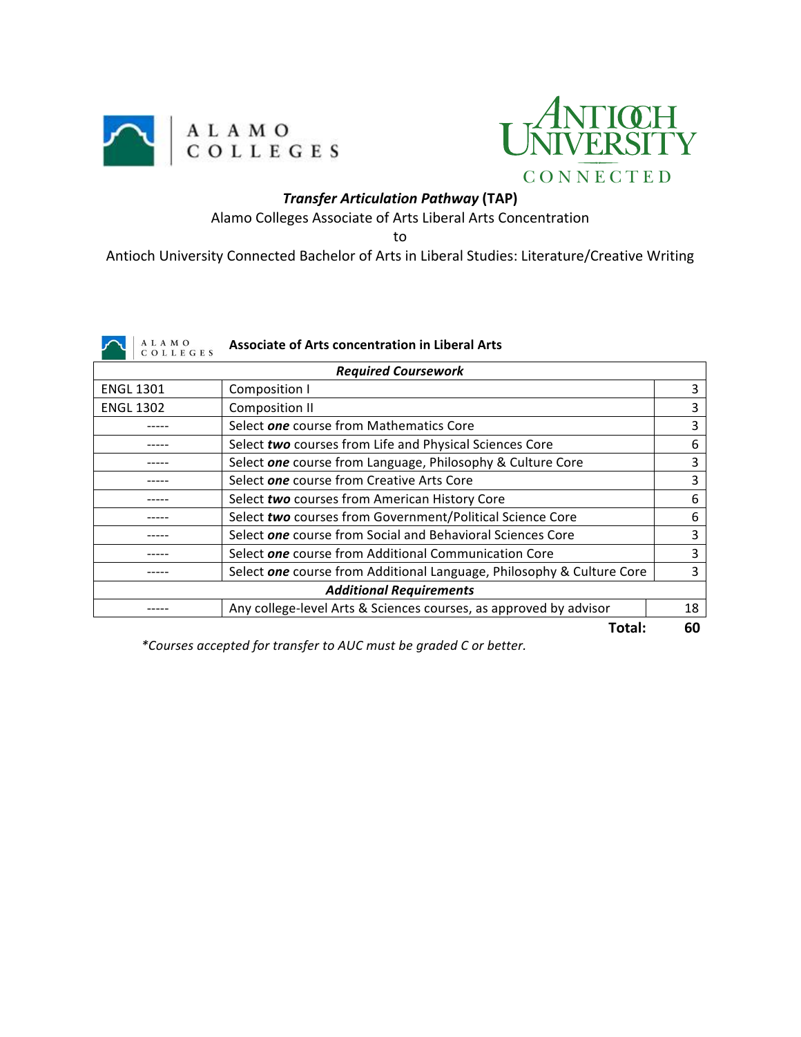ALAMO COLLEGES

ANTIOCH UNIVERSITY CONNECTED

***Transfer Articulation Pathway* (TAP)**

Alamo Colleges Associate of Arts Liberal Arts Concentration

to

Antioch University Connected Bachelor of Arts in Liberal Studies: Literature/Creative Writing

ALAMO COLLEGES **Associate of Arts concentration in Liberal Arts**

| ***Required Coursework*** | | |
|---|---|---|
| ENGL 1301 | Composition I | 3 |
| ENGL 1302 | Composition II | 3 |
| ----- | Select ***one*** course from Mathematics Core | 3 |
| ----- | Select ***two*** courses from Life and Physical Sciences Core | 6 |
| ----- | Select ***one*** course from Language, Philosophy & Culture Core | 3 |
| ----- | Select ***one*** course from Creative Arts Core | 3 |
| ----- | Select ***two*** courses from American History Core | 6 |
| ----- | Select ***two*** courses from Government/Political Science Core | 6 |
| ----- | Select ***one*** course from Social and Behavioral Sciences Core | 3 |
| ----- | Select ***one*** course from Additional Communication Core | 3 |
| ----- | Select ***one*** course from Additional Language, Philosophy & Culture Core | 3 |
| ***Additional Requirements*** | | |
| ----- | Any college-level Arts & Sciences courses, as approved by advisor | 18 |
| | **Total:** | **60** |

**Courses accepted for transfer to AUC must be graded C or better.*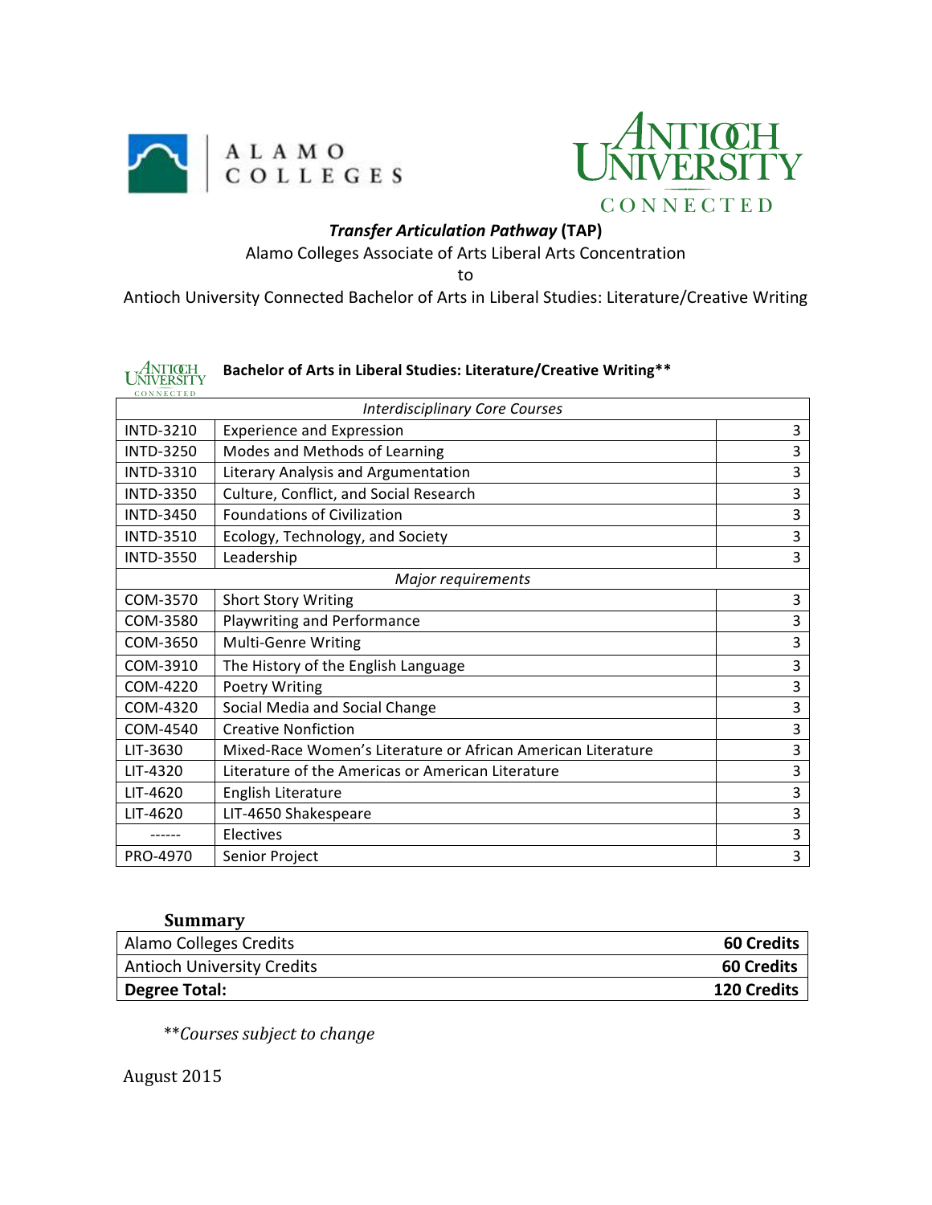ALAMO COLLEGES

ANTIOCH UNIVERSITY CONNECTED

***Transfer Articulation Pathway*** **(TAP)**

Alamo Colleges Associate of Arts Liberal Arts Concentration

to

Antioch University Connected Bachelor of Arts in Liberal Studies: Literature/Creative Writing

**Bachelor of Arts in Liberal Studies: Literature/Creative Writing\*\***

| | | |
|---|---|---|
| | *Interdisciplinary Core Courses* | |
| INTD-3210 | Experience and Expression | 3 |
| INTD-3250 | Modes and Methods of Learning | 3 |
| INTD-3310 | Literary Analysis and Argumentation | 3 |
| INTD-3350 | Culture, Conflict, and Social Research | 3 |
| INTD-3450 | Foundations of Civilization | 3 |
| INTD-3510 | Ecology, Technology, and Society | 3 |
| INTD-3550 | Leadership | 3 |
| | *Major requirements* | |
| COM-3570 | Short Story Writing | 3 |
| COM-3580 | Playwriting and Performance | 3 |
| COM-3650 | Multi-Genre Writing | 3 |
| COM-3910 | The History of the English Language | 3 |
| COM-4220 | Poetry Writing | 3 |
| COM-4320 | Social Media and Social Change | 3 |
| COM-4540 | Creative Nonfiction | 3 |
| LIT-3630 | Mixed-Race Women's Literature or African American Literature | 3 |
| LIT-4320 | Literature of the Americas or American Literature | 3 |
| LIT-4620 | English Literature | 3 |
| LIT-4620 | LIT-4650 Shakespeare | 3 |
| ------ | Electives | 3 |
| PRO-4970 | Senior Project | 3 |

**Summary**

| | |
|---|---|
| Alamo Colleges Credits | **60 Credits** |
| Antioch University Credits | **60 Credits** |
| **Degree Total:** | **120 Credits** |

\*\**Courses subject to change*

August 2015